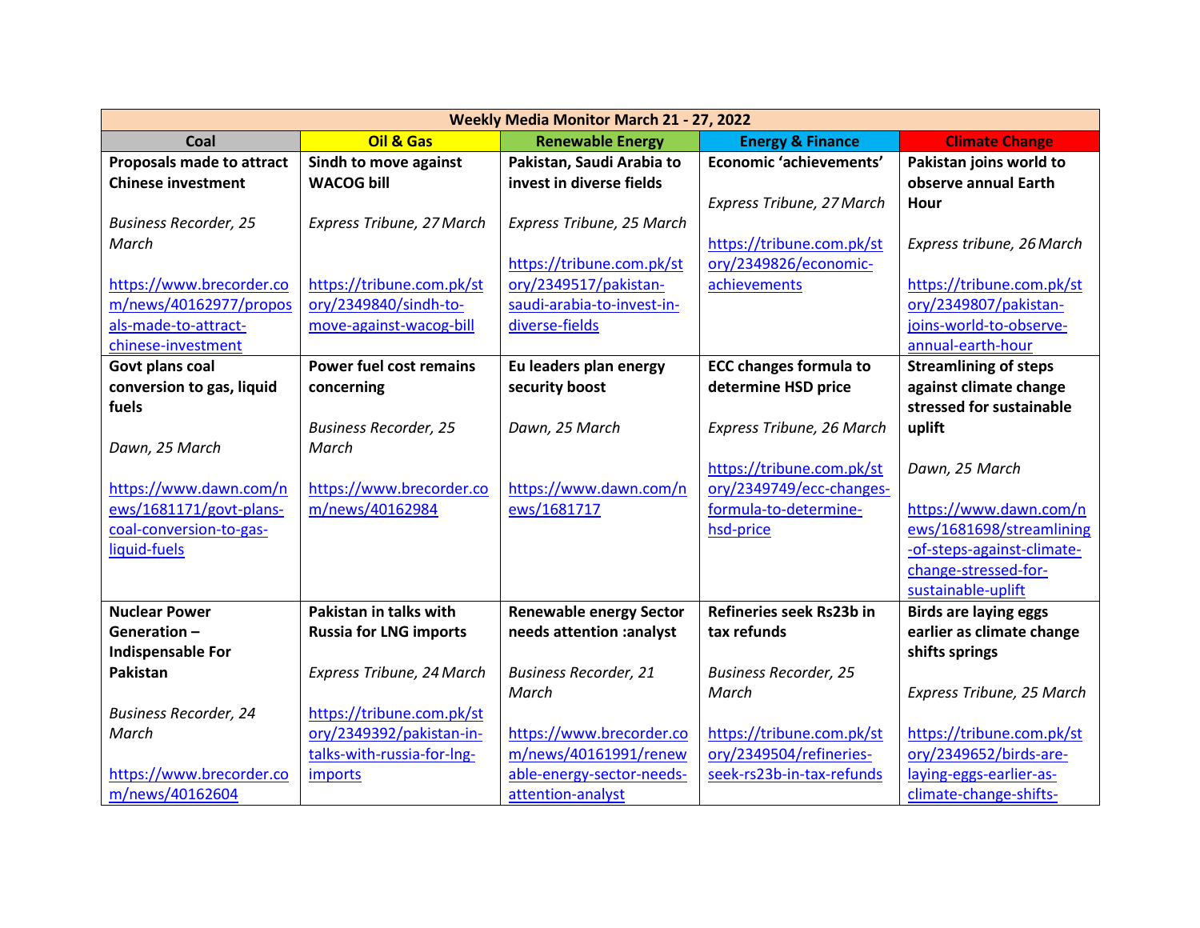| Weekly Media Monitor March 21 - 27, 2022 | | | | |
|---|---|---|---|---|
| **Coal** | **Oil & Gas** | **Renewable Energy** | **Energy & Finance** | **Climate Change** |
| **Proposals made to attract Chinese investment**<br><br>*Business Recorder, 25 March*<br><br>https://www.brecorder.com/news/40162977/proposals-made-to-attract-chinese-investment | **Sindh to move against WACOG bill**<br><br>*Express Tribune, 27 March*<br><br>https://tribune.com.pk/story/2349840/sindh-to-move-against-wacog-bill | **Pakistan, Saudi Arabia to invest in diverse fields**<br><br>*Express Tribune, 25 March*<br><br>https://tribune.com.pk/story/2349517/pakistan-saudi-arabia-to-invest-in-diverse-fields | **Economic 'achievements'**<br><br>*Express Tribune, 27 March*<br><br>https://tribune.com.pk/story/2349826/economic-achievements | **Pakistan joins world to observe annual Earth Hour**<br><br>*Express tribune, 26 March*<br><br>https://tribune.com.pk/story/2349807/pakistan-joins-world-to-observe-annual-earth-hour |
| **Govt plans coal conversion to gas, liquid fuels**<br><br>*Dawn, 25 March*<br><br>https://www.dawn.com/news/1681171/govt-plans-coal-conversion-to-gas-liquid-fuels | **Power fuel cost remains concerning**<br><br>*Business Recorder, 25 March*<br><br>https://www.brecorder.com/news/40162984 | **Eu leaders plan energy security boost**<br><br>*Dawn, 25 March*<br><br>https://www.dawn.com/news/1681717 | **ECC changes formula to determine HSD price**<br><br>*Express Tribune, 26 March*<br><br>https://tribune.com.pk/story/2349749/ecc-changes-formula-to-determine-hsd-price | **Streamlining of steps against climate change stressed for sustainable uplift**<br><br>*Dawn, 25 March*<br><br>https://www.dawn.com/news/1681698/streamlining-of-steps-against-climate-change-stressed-for-sustainable-uplift |
| **Nuclear Power Generation – Indispensable For Pakistan**<br><br>*Business Recorder, 24 March*<br><br>https://www.brecorder.com/news/40162604 | **Pakistan in talks with Russia for LNG imports**<br><br>*Express Tribune, 24 March*<br><br>https://tribune.com.pk/story/2349392/pakistan-in-talks-with-russia-for-lng-imports | **Renewable energy Sector needs attention :analyst**<br><br>*Business Recorder, 21 March*<br><br>https://www.brecorder.com/news/40161991/renewable-energy-sector-needs-attention-analyst | **Refineries seek Rs23b in tax refunds**<br><br>*Business Recorder, 25 March*<br><br>https://tribune.com.pk/story/2349504/refineries-seek-rs23b-in-tax-refunds | **Birds are laying eggs earlier as climate change shifts springs**<br><br>*Express Tribune, 25 March*<br><br>https://tribune.com.pk/story/2349652/birds-are-laying-eggs-earlier-as-climate-change-shifts- |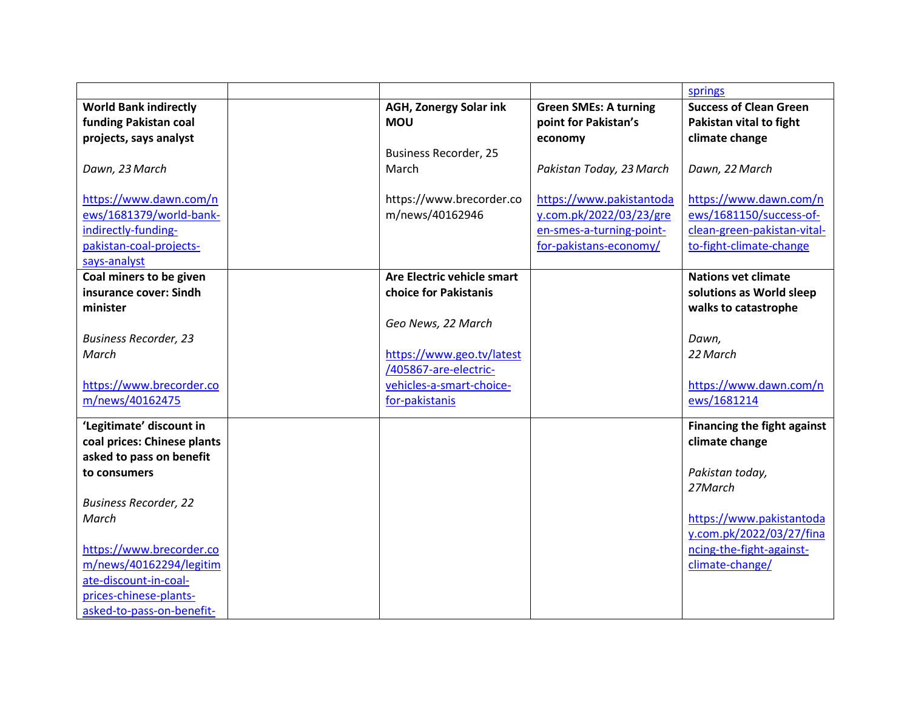| | | | | |
|---|---|---|---|---|
| | | | | springs |
| **World Bank indirectly funding Pakistan coal projects, says analyst**<br><br>*Dawn, 23 March*<br><br>https://www.dawn.com/news/1681379/world-bank-indirectly-funding-pakistan-coal-projects-says-analyst | | **AGH, Zonergy Solar ink MOU**<br><br>Business Recorder, 25 March<br><br>https://www.brecorder.com/news/40162946 | **Green SMEs: A turning point for Pakistan's economy**<br><br>*Pakistan Today, 23 March*<br><br>https://www.pakistantoday.com.pk/2022/03/23/green-smes-a-turning-point-for-pakistans-economy/ | **Success of Clean Green Pakistan vital to fight climate change**<br><br>*Dawn, 22 March*<br><br>https://www.dawn.com/news/1681150/success-of-clean-green-pakistan-vital-to-fight-climate-change |
| **Coal miners to be given insurance cover: Sindh minister**<br><br>*Business Recorder, 23 March*<br><br>https://www.brecorder.com/news/40162475 | | **Are Electric vehicle smart choice for Pakistanis**<br><br>*Geo News, 22 March*<br><br>https://www.geo.tv/latest/405867-are-electric-vehicles-a-smart-choice-for-pakistanis | | **Nations vet climate solutions as World sleep walks to catastrophe**<br><br>*Dawn, 22 March*<br><br>https://www.dawn.com/news/1681214 |
| **'Legitimate' discount in coal prices: Chinese plants asked to pass on benefit to consumers**<br><br>*Business Recorder, 22 March*<br><br>https://www.brecorder.com/news/40162294/legitimate-discount-in-coal-prices-chinese-plants-asked-to-pass-on-benefit- | | | | **Financing the fight against climate change**<br><br>*Pakistan today, 27March*<br><br>https://www.pakistantoday.com.pk/2022/03/27/financing-the-fight-against-climate-change/ |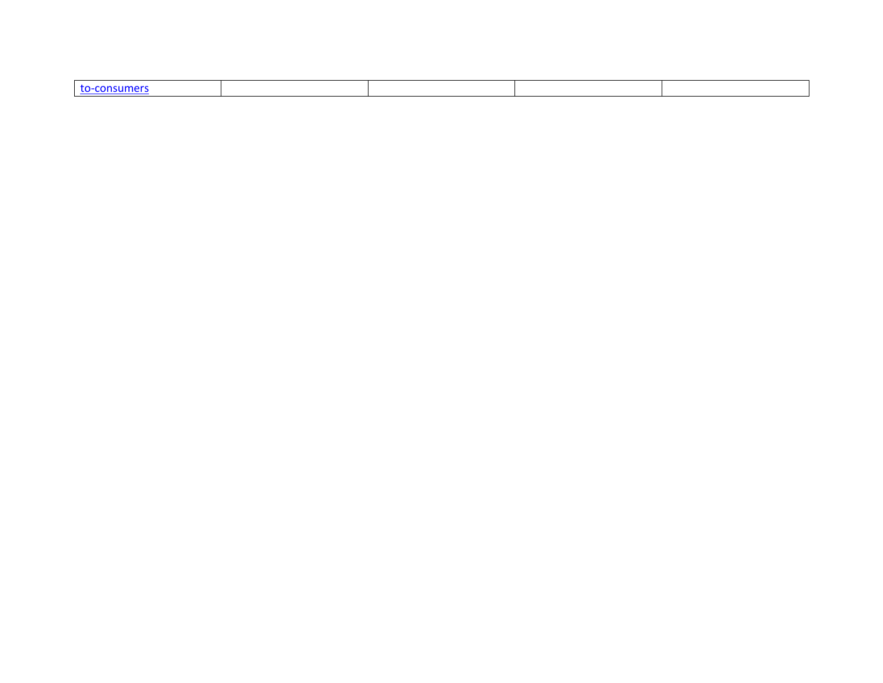| | | | | |
|---|---|---|---|---|
| to-consumers | | | | |